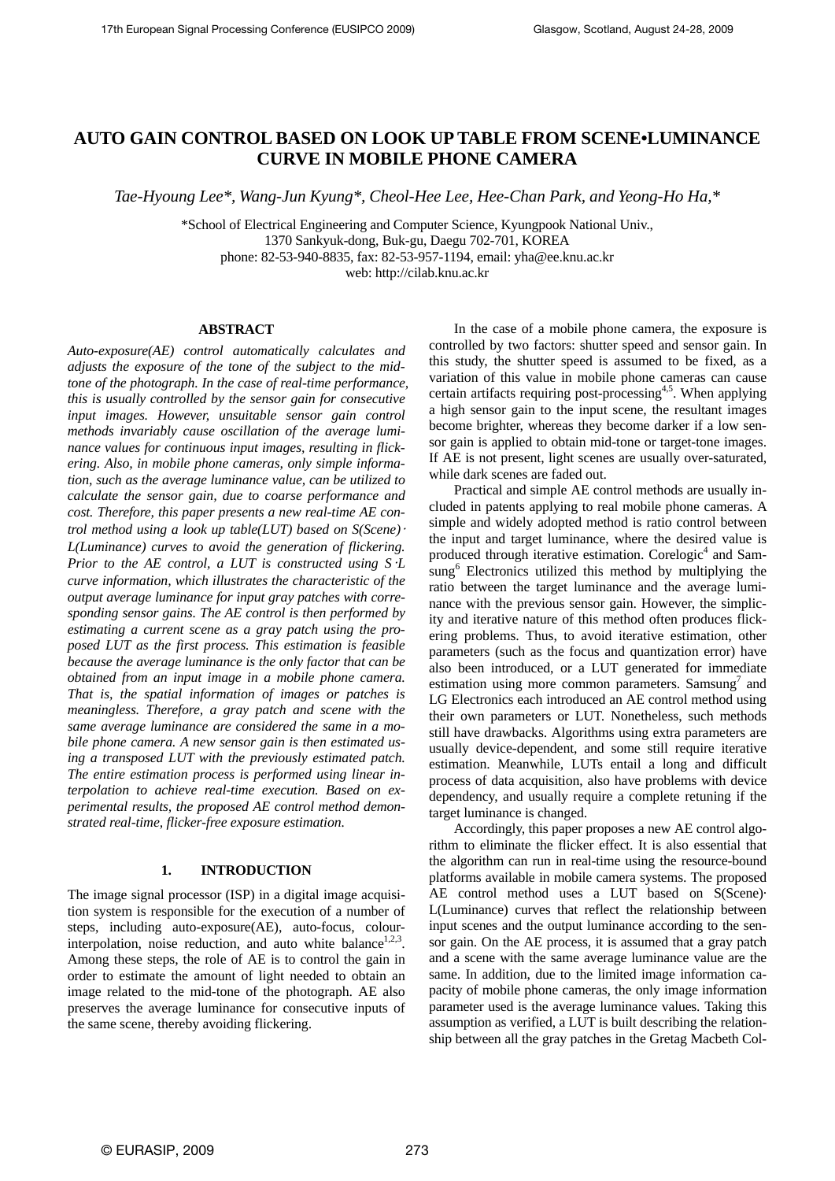# AUTO GAIN CONTROL BASED ON LOOK UP TABLE FROM SCENE•LUMINANCE CURVE IN MOBILE PHONE CAMERA

*Tae-Hyoung Lee\*, Wang-Jun Kyung\*, Cheol-Hee Lee, Hee-Chan Park, and Yeong-Ho Ha,\**

\*School of Electrical Engineering and Computer Science, Kyungpook National Univ.,
1370 Sankyuk-dong, Buk-gu, Daegu 702-701, KOREA
phone: 82-53-940-8835, fax: 82-53-957-1194, email: yha@ee.knu.ac.kr
web: http://cilab.knu.ac.kr

## ABSTRACT

*Auto-exposure(AE) control automatically calculates and adjusts the exposure of the tone of the subject to the mid-tone of the photograph. In the case of real-time performance, this is usually controlled by the sensor gain for consecutive input images. However, unsuitable sensor gain control methods invariably cause oscillation of the average luminance values for continuous input images, resulting in flickering. Also, in mobile phone cameras, only simple information, such as the average luminance value, can be utilized to calculate the sensor gain, due to coarse performance and cost. Therefore, this paper presents a new real-time AE control method using a look up table(LUT) based on S(Scene)· L(Luminance) curves to avoid the generation of flickering. Prior to the AE control, a LUT is constructed using S·L curve information, which illustrates the characteristic of the output average luminance for input gray patches with corresponding sensor gains. The AE control is then performed by estimating a current scene as a gray patch using the proposed LUT as the first process. This estimation is feasible because the average luminance is the only factor that can be obtained from an input image in a mobile phone camera. That is, the spatial information of images or patches is meaningless. Therefore, a gray patch and scene with the same average luminance are considered the same in a mobile phone camera. A new sensor gain is then estimated using a transposed LUT with the previously estimated patch. The entire estimation process is performed using linear interpolation to achieve real-time execution. Based on experimental results, the proposed AE control method demonstrated real-time, flicker-free exposure estimation.*

## 1. INTRODUCTION

The image signal processor (ISP) in a digital image acquisition system is responsible for the execution of a number of steps, including auto-exposure(AE), auto-focus, colour-interpolation, noise reduction, and auto white balance[1,2,3]. Among these steps, the role of AE is to control the gain in order to estimate the amount of light needed to obtain an image related to the mid-tone of the photograph. AE also preserves the average luminance for consecutive inputs of the same scene, thereby avoiding flickering.

In the case of a mobile phone camera, the exposure is controlled by two factors: shutter speed and sensor gain. In this study, the shutter speed is assumed to be fixed, as a variation of this value in mobile phone cameras can cause certain artifacts requiring post-processing[4,5]. When applying a high sensor gain to the input scene, the resultant images become brighter, whereas they become darker if a low sensor gain is applied to obtain mid-tone or target-tone images. If AE is not present, light scenes are usually over-saturated, while dark scenes are faded out.

Practical and simple AE control methods are usually included in patents applying to real mobile phone cameras. A simple and widely adopted method is ratio control between the input and target luminance, where the desired value is produced through iterative estimation. Corelogic[4] and Samsung[6] Electronics utilized this method by multiplying the ratio between the target luminance and the average luminance with the previous sensor gain. However, the simplicity and iterative nature of this method often produces flickering problems. Thus, to avoid iterative estimation, other parameters (such as the focus and quantization error) have also been introduced, or a LUT generated for immediate estimation using more common parameters. Samsung[7] and LG Electronics each introduced an AE control method using their own parameters or LUT. Nonetheless, such methods still have drawbacks. Algorithms using extra parameters are usually device-dependent, and some still require iterative estimation. Meanwhile, LUTs entail a long and difficult process of data acquisition, also have problems with device dependency, and usually require a complete retuning if the target luminance is changed.

Accordingly, this paper proposes a new AE control algorithm to eliminate the flicker effect. It is also essential that the algorithm can run in real-time using the resource-bound platforms available in mobile camera systems. The proposed AE control method uses a LUT based on S(Scene)· L(Luminance) curves that reflect the relationship between input scenes and the output luminance according to the sensor gain. On the AE process, it is assumed that a gray patch and a scene with the same average luminance value are the same. In addition, due to the limited image information capacity of mobile phone cameras, the only image information parameter used is the average luminance values. Taking this assumption as verified, a LUT is built describing the relationship between all the gray patches in the Gretag Macbeth Col-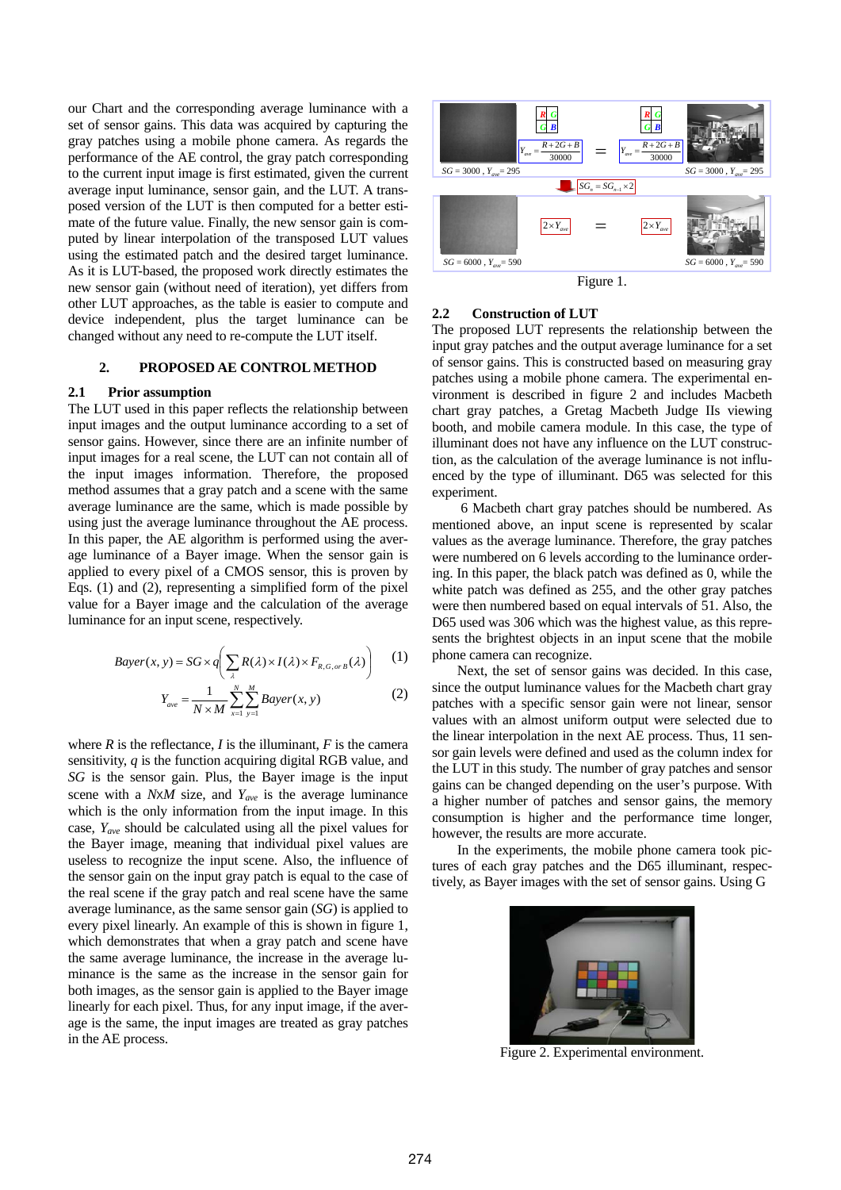our Chart and the corresponding average luminance with a set of sensor gains. This data was acquired by capturing the gray patches using a mobile phone camera. As regards the performance of the AE control, the gray patch corresponding to the current input image is first estimated, given the current average input luminance, sensor gain, and the LUT. A transposed version of the LUT is then computed for a better estimate of the future value. Finally, the new sensor gain is computed by linear interpolation of the transposed LUT values using the estimated patch and the desired target luminance. As it is LUT-based, the proposed work directly estimates the new sensor gain (without need of iteration), yet differs from other LUT approaches, as the table is easier to compute and device independent, plus the target luminance can be changed without any need to re-compute the LUT itself.

## 2. PROPOSED AE CONTROL METHOD

### 2.1 Prior assumption

The LUT used in this paper reflects the relationship between input images and the output luminance according to a set of sensor gains. However, since there are an infinite number of input images for a real scene, the LUT can not contain all of the input images information. Therefore, the proposed method assumes that a gray patch and a scene with the same average luminance are the same, which is made possible by using just the average luminance throughout the AE process. In this paper, the AE algorithm is performed using the average luminance of a Bayer image. When the sensor gain is applied to every pixel of a CMOS sensor, this is proven by Eqs. (1) and (2), representing a simplified form of the pixel value for a Bayer image and the calculation of the average luminance for an input scene, respectively.

$$Bayer(x,y) = SG \times q\left(\sum_{\lambda} R(\lambda) \times I(\lambda) \times F_{R,G,or\,B}(\lambda)\right) \quad (1)$$

$$Y_{ave} = \frac{1}{N \times M} \sum_{x=1}^{N} \sum_{y=1}^{M} Bayer(x,y) \quad (2)$$

where $R$ is the reflectance, $I$ is the illuminant, $F$ is the camera sensitivity, $q$ is the function acquiring digital RGB value, and $SG$ is the sensor gain. Plus, the Bayer image is the input scene with a $N$x$M$ size, and $Y_{ave}$ is the average luminance which is the only information from the input image. In this case, $Y_{ave}$ should be calculated using all the pixel values for the Bayer image, meaning that individual pixel values are useless to recognize the input scene. Also, the influence of the sensor gain on the input gray patch is equal to the case of the real scene if the gray patch and real scene have the same average luminance, as the same sensor gain ($SG$) is applied to every pixel linearly. An example of this is shown in figure 1, which demonstrates that when a gray patch and scene have the same average luminance, the increase in the average luminance is the same as the increase in the sensor gain for both images, as the sensor gain is applied to the Bayer image linearly for each pixel. Thus, for any input image, if the average is the same, the input images are treated as gray patches in the AE process.

$SG = 3000$ , $Y_{ave} = 295$ — $Y_{ave} = \frac{R+2G+B}{30000}$ = $Y_{ave} = \frac{R+2G+B}{30000}$ — $SG = 3000$ , $Y_{ave} = 295$

$SG_n = SG_{n-1} \times 2$

$SG = 6000$ , $Y_{ave} = 590$ — $2 \times Y_{ave}$ = $2 \times Y_{ave}$ — $SG = 6000$ , $Y_{ave} = 590$

Figure 1.

### 2.2 Construction of LUT

The proposed LUT represents the relationship between the input gray patches and the output average luminance for a set of sensor gains. This is constructed based on measuring gray patches using a mobile phone camera. The experimental environment is described in figure 2 and includes Macbeth chart gray patches, a Gretag Macbeth Judge IIs viewing booth, and mobile camera module. In this case, the type of illuminant does not have any influence on the LUT construction, as the calculation of the average luminance is not influenced by the type of illuminant. D65 was selected for this experiment.

6 Macbeth chart gray patches should be numbered. As mentioned above, an input scene is represented by scalar values as the average luminance. Therefore, the gray patches were numbered on 6 levels according to the luminance ordering. In this paper, the black patch was defined as 0, while the white patch was defined as 255, and the other gray patches were then numbered based on equal intervals of 51. Also, the D65 used was 306 which was the highest value, as this represents the brightest objects in an input scene that the mobile phone camera can recognize.

Next, the set of sensor gains was decided. In this case, since the output luminance values for the Macbeth chart gray patches with a specific sensor gain were not linear, sensor values with an almost uniform output were selected due to the linear interpolation in the next AE process. Thus, 11 sensor gain levels were defined and used as the column index for the LUT in this study. The number of gray patches and sensor gains can be changed depending on the user's purpose. With a higher number of patches and sensor gains, the memory consumption is higher and the performance time longer, however, the results are more accurate.

In the experiments, the mobile phone camera took pictures of each gray patches and the D65 illuminant, respectively, as Bayer images with the set of sensor gains. Using G

Figure 2. Experimental environment.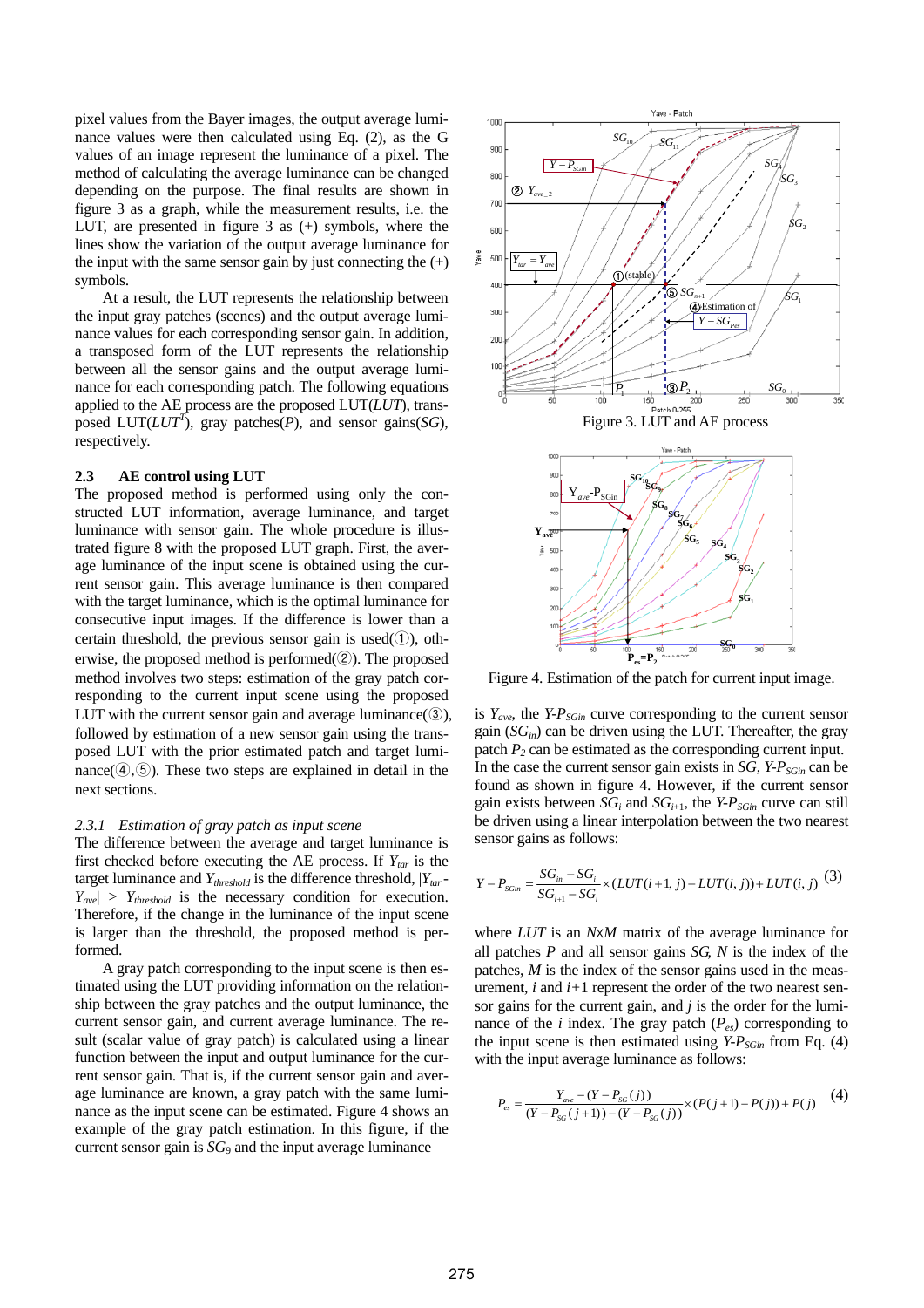pixel values from the Bayer images, the output average luminance values were then calculated using Eq. (2), as the G values of an image represent the luminance of a pixel. The method of calculating the average luminance can be changed depending on the purpose. The final results are shown in figure 3 as a graph, while the measurement results, i.e. the LUT, are presented in figure 3 as (+) symbols, where the lines show the variation of the output average luminance for the input with the same sensor gain by just connecting the (+) symbols.

At a result, the LUT represents the relationship between the input gray patches (scenes) and the output average luminance values for each corresponding sensor gain. In addition, a transposed form of the LUT represents the relationship between all the sensor gains and the output average luminance for each corresponding patch. The following equations applied to the AE process are the proposed LUT(*LUT*), transposed LUT($LUT^T$), gray patches(*P*), and sensor gains(*SG*), respectively.

### 2.3 AE control using LUT

The proposed method is performed using only the constructed LUT information, average luminance, and target luminance with sensor gain. The whole procedure is illustrated figure 8 with the proposed LUT graph. First, the average luminance of the input scene is obtained using the current sensor gain. This average luminance is then compared with the target luminance, which is the optimal luminance for consecutive input images. If the difference is lower than a certain threshold, the previous sensor gain is used(①), otherwise, the proposed method is performed(②). The proposed method involves two steps: estimation of the gray patch corresponding to the current input scene using the proposed LUT with the current sensor gain and average luminance(③), followed by estimation of a new sensor gain using the transposed LUT with the prior estimated patch and target luminance(④,⑤). These two steps are explained in detail in the next sections.

#### 2.3.1 *Estimation of gray patch as input scene*

The difference between the average and target luminance is first checked before executing the AE process. If $Y_{tar}$ is the target luminance and $Y_{threshold}$ is the difference threshold, $|Y_{tar}-Y_{ave}| > Y_{threshold}$ is the necessary condition for execution. Therefore, if the change in the luminance of the input scene is larger than the threshold, the proposed method is performed.

A gray patch corresponding to the input scene is then estimated using the LUT providing information on the relationship between the gray patches and the output luminance, the current sensor gain, and current average luminance. The result (scalar value of gray patch) is calculated using a linear function between the input and output luminance for the current sensor gain. That is, if the current sensor gain and average luminance are known, a gray patch with the same luminance as the input scene can be estimated. Figure 4 shows an example of the gray patch estimation. In this figure, if the current sensor gain is $SG_9$ and the input average luminance is $Y_{ave}$, the $Y$-$P_{SGin}$ curve corresponding to the current sensor gain ($SG_{in}$) can be driven using the LUT. Thereafter, the gray patch $P_2$ can be estimated as the corresponding current input. In the case the current sensor gain exists in *SG*, $Y$-$P_{SGin}$ can be found as shown in figure 4. However, if the current sensor gain exists between $SG_i$ and $SG_{i+1}$, the $Y$-$P_{SGin}$ curve can still be driven using a linear interpolation between the two nearest sensor gains as follows:

Figure 3. LUT and AE process

Figure 4. Estimation of the patch for current input image.

$$Y-P_{SGin} = \frac{SG_{in}-SG_i}{SG_{i+1}-SG_i} \times (LUT(i+1,j) - LUT(i,j)) + LUT(i,j) \quad (3)$$

where *LUT* is an *N*×*M* matrix of the average luminance for all patches *P* and all sensor gains *SG*, *N* is the index of the patches, *M* is the index of the sensor gains used in the measurement, *i* and *i*+1 represent the order of the two nearest sensor gains for the current gain, and *j* is the order for the luminance of the *i* index. The gray patch ($P_{es}$) corresponding to the input scene is then estimated using $Y$-$P_{SGin}$ from Eq. (4) with the input average luminance as follows:

$$P_{es} = \frac{Y_{ave} - (Y - P_{SG}(j))}{(Y-P_{SG}(j+1)) - (Y-P_{SG}(j))} \times (P(j+1) - P(j)) + P(j) \quad (4)$$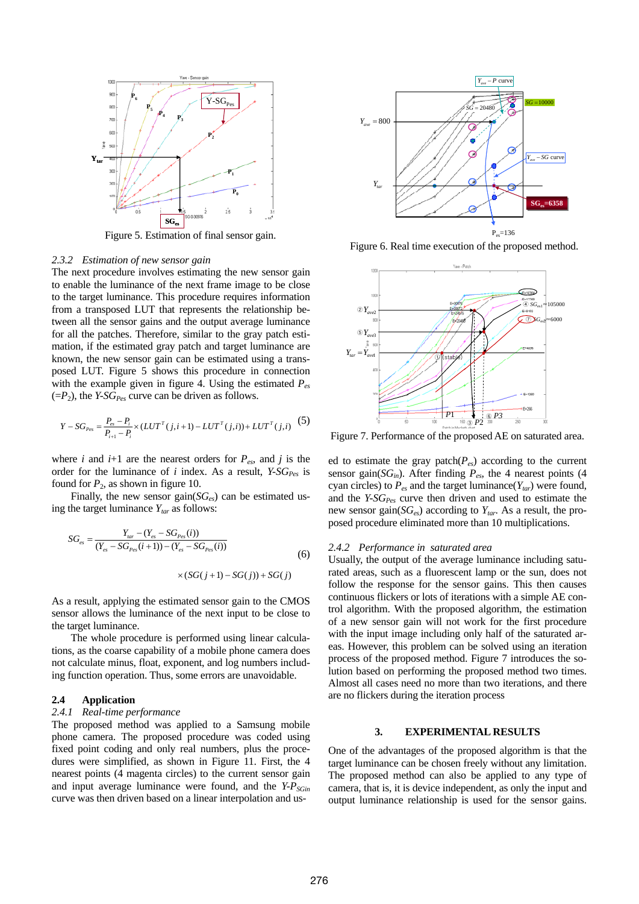Figure 5. Estimation of final sensor gain.

### 2.3.2 *Estimation of new sensor gain*

The next procedure involves estimating the new sensor gain to enable the luminance of the next frame image to be close to the target luminance. This procedure requires information from a transposed LUT that represents the relationship between all the sensor gains and the output average luminance for all the patches. Therefore, similar to the gray patch estimation, if the estimated gray patch and target luminance are known, the new sensor gain can be estimated using a transposed LUT. Figure 5 shows this procedure in connection with the example given in figure 4. Using the estimated $P_{es}$ ($=P_2$), the $Y\text{-}SG_{Pes}$ curve can be driven as follows.

$$Y - SG_{Pes} = \frac{P_{es} - P_i}{P_{i+1} - P_i} \times (LUT^T(j, i+1) - LUT^T(j,i)) + LUT^T(j,i) \quad (5)$$

where $i$ and $i$+1 are the nearest orders for $P_{es}$, and $j$ is the order for the luminance of $i$ index. As a result, $Y\text{-}SG_{Pes}$ is found for $P_2$, as shown in figure 10.

Finally, the new sensor gain($SG_{es}$) can be estimated using the target luminance $Y_{tar}$ as follows:

$$SG_{es} = \frac{Y_{tar} - (Y_{es} - SG_{Pes}(i))}{(Y_{es} - SG_{Pes}(i+1)) - (Y_{es} - SG_{Pes}(i))} \times (SG(j+1) - SG(j)) + SG(j) \quad (6)$$

As a result, applying the estimated sensor gain to the CMOS sensor allows the luminance of the next input to be close to the target luminance.

The whole procedure is performed using linear calculations, as the coarse capability of a mobile phone camera does not calculate minus, float, exponent, and log numbers including function operation. Thus, some errors are unavoidable.

## 2.4 Application

### 2.4.1 *Real-time performance*

The proposed method was applied to a Samsung mobile phone camera. The proposed procedure was coded using fixed point coding and only real numbers, plus the procedures were simplified, as shown in Figure 11. First, the 4 nearest points (4 magenta circles) to the current sensor gain and input average luminance were found, and the $Y\text{-}P_{SGin}$ curve was then driven based on a linear interpolation and used to estimate the gray patch($P_{es}$) according to the current sensor gain($SG_{in}$). After finding $P_{es}$, the 4 nearest points (4 cyan circles) to $P_{es}$ and the target luminance($Y_{tar}$) were found, and the $Y\text{-}SG_{Pes}$ curve then driven and used to estimate the new sensor gain($SG_{es}$) according to $Y_{tar}$. As a result, the proposed procedure eliminated more than 10 multiplications.

Figure 6. Real time execution of the proposed method.

### 2.4.2 *Performance in saturated area*

Usually, the output of the average luminance including saturated areas, such as a fluorescent lamp or the sun, does not follow the response for the sensor gains. This then causes continuous flickers or lots of iterations with a simple AE control algorithm. With the proposed algorithm, the estimation of a new sensor gain will not work for the first procedure with the input image including only half of the saturated areas. However, this problem can be solved using an iteration process of the proposed method. Figure 7 introduces the solution based on performing the proposed method two times. Almost all cases need no more than two iterations, and there are no flickers during the iteration process

Figure 7. Performance of the proposed AE on saturated area.

## 3. EXPERIMENTAL RESULTS

One of the advantages of the proposed algorithm is that the target luminance can be chosen freely without any limitation. The proposed method can also be applied to any type of camera, that is, it is device independent, as only the input and output luminance relationship is used for the sensor gains.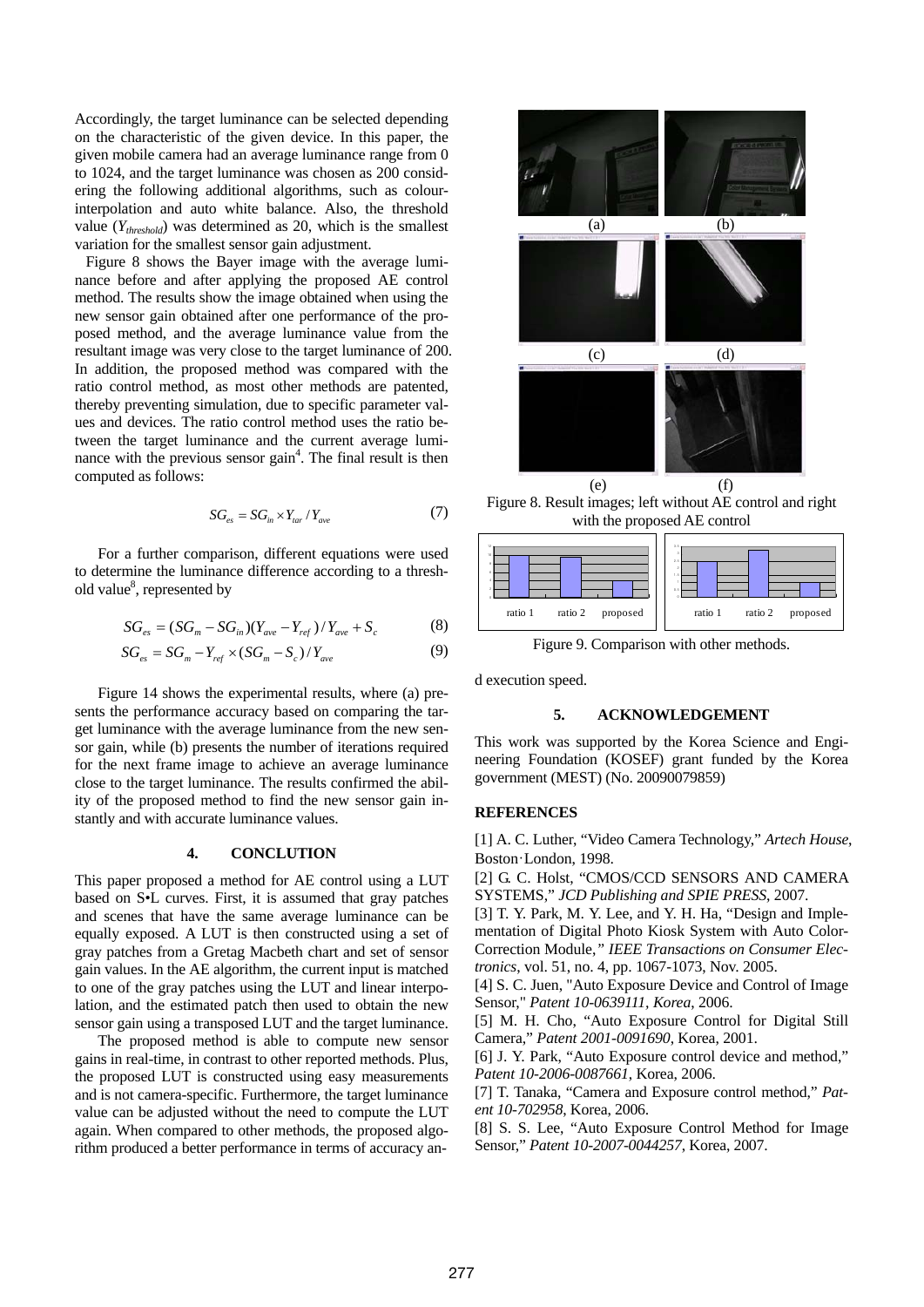Accordingly, the target luminance can be selected depending on the characteristic of the given device. In this paper, the given mobile camera had an average luminance range from 0 to 1024, and the target luminance was chosen as 200 considering the following additional algorithms, such as colour-interpolation and auto white balance. Also, the threshold value ($Y_{threshold}$) was determined as 20, which is the smallest variation for the smallest sensor gain adjustment.

Figure 8 shows the Bayer image with the average luminance before and after applying the proposed AE control method. The results show the image obtained when using the new sensor gain obtained after one performance of the proposed method, and the average luminance value from the resultant image was very close to the target luminance of 200. In addition, the proposed method was compared with the ratio control method, as most other methods are patented, thereby preventing simulation, due to specific parameter values and devices. The ratio control method uses the ratio between the target luminance and the current average luminance with the previous sensor gain[4]. The final result is then computed as follows:

$$SG_{es} = SG_{in} \times Y_{tar} / Y_{ave} \tag{7}$$

For a further comparison, different equations were used to determine the luminance difference according to a threshold value[8], represented by

$$SG_{es} = (SG_m - SG_{in})(Y_{ave} - Y_{ref}) / Y_{ave} + S_c \tag{8}$$

$$SG_{es} = SG_m - Y_{ref} \times (SG_m - S_c) / Y_{ave} \tag{9}$$

Figure 14 shows the experimental results, where (a) presents the performance accuracy based on comparing the target luminance with the average luminance from the new sensor gain, while (b) presents the number of iterations required for the next frame image to achieve an average luminance close to the target luminance. The results confirmed the ability of the proposed method to find the new sensor gain instantly and with accurate luminance values.

## 4. CONCLUTION

This paper proposed a method for AE control using a LUT based on S•L curves. First, it is assumed that gray patches and scenes that have the same average luminance can be equally exposed. A LUT is then constructed using a set of gray patches from a Gretag Macbeth chart and set of sensor gain values. In the AE algorithm, the current input is matched to one of the gray patches using the LUT and linear interpolation, and the estimated patch then used to obtain the new sensor gain using a transposed LUT and the target luminance.

The proposed method is able to compute new sensor gains in real-time, in contrast to other reported methods. Plus, the proposed LUT is constructed using easy measurements and is not camera-specific. Furthermore, the target luminance value can be adjusted without the need to compute the LUT again. When compared to other methods, the proposed algorithm produced a better performance in terms of accuracy and execution speed.

(a) (b)

(c) (d)

(e) (f)

Figure 8. Result images; left without AE control and right with the proposed AE control

ratio 1 ratio 2 proposed

ratio 1 ratio 2 proposed

Figure 9. Comparison with other methods.

## 5. ACKNOWLEDGEMENT

This work was supported by the Korea Science and Engineering Foundation (KOSEF) grant funded by the Korea government (MEST) (No. 20090079859)

## REFERENCES

[1] A. C. Luther, "Video Camera Technology," *Artech House*, Boston·London, 1998.

[2] G. C. Holst, "CMOS/CCD SENSORS AND CAMERA SYSTEMS," *JCD Publishing and SPIE PRESS*, 2007.

[3] T. Y. Park, M. Y. Lee, and Y. H. Ha, "Design and Implementation of Digital Photo Kiosk System with Auto Color-Correction Module," *IEEE Transactions on Consumer Electronics*, vol. 51, no. 4, pp. 1067-1073, Nov. 2005.

[4] S. C. Juen, "Auto Exposure Device and Control of Image Sensor," *Patent 10-0639111, Korea*, 2006.

[5] M. H. Cho, "Auto Exposure Control for Digital Still Camera," *Patent 2001-0091690*, Korea, 2001.

[6] J. Y. Park, "Auto Exposure control device and method," *Patent 10-2006-0087661*, Korea, 2006.

[7] T. Tanaka, "Camera and Exposure control method," *Patent 10-702958*, Korea, 2006.

[8] S. S. Lee, "Auto Exposure Control Method for Image Sensor," *Patent 10-2007-0044257*, Korea, 2007.